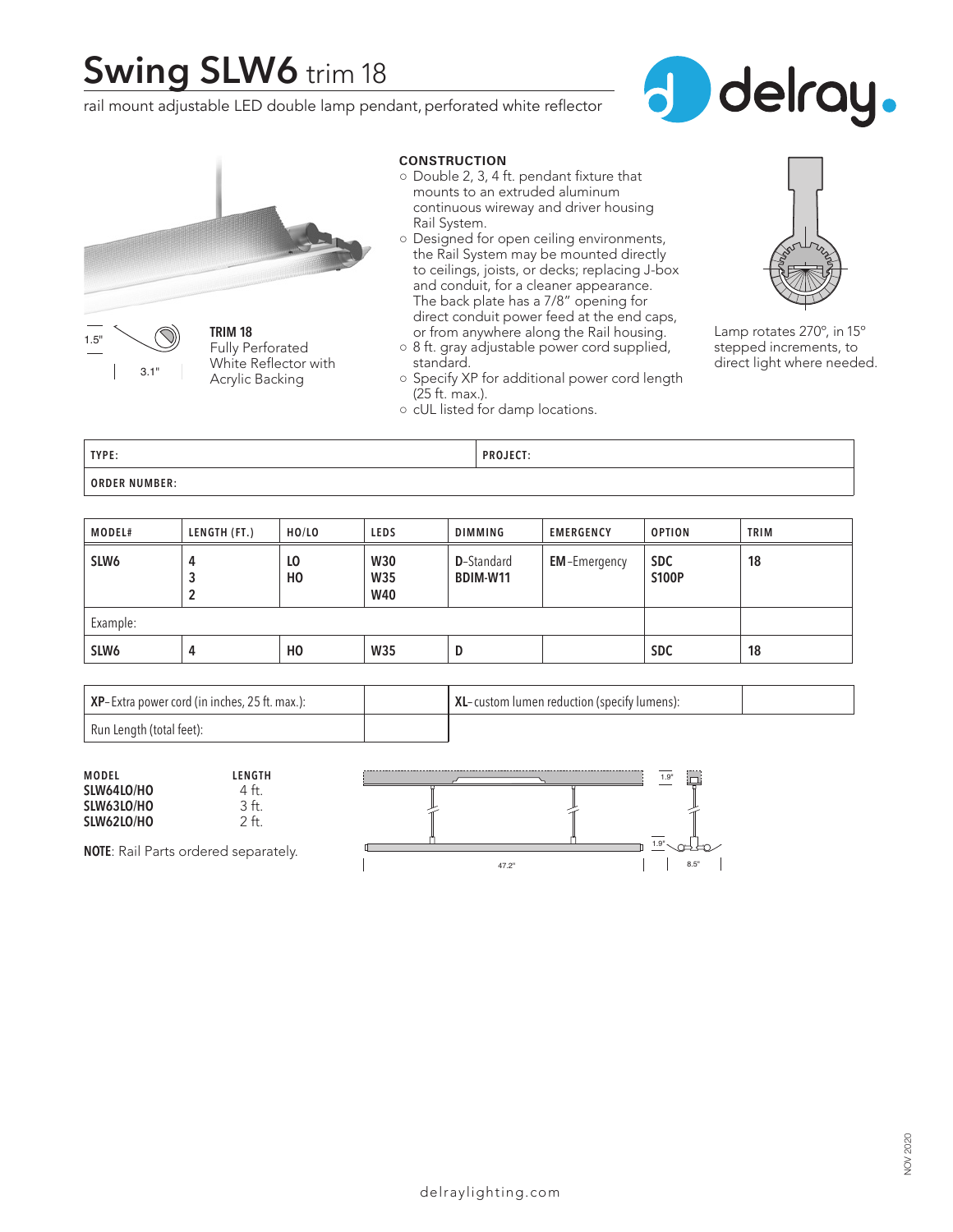# Swing SLW6 trim 18

rail mount adjustable LED double lamp pendant, perforated white reflector

1.5"

3.1"

**TRIM 18**
Fully Perforated White Reflector with Acrylic Backing

**CONSTRUCTION**

- Double 2, 3, 4 ft. pendant fixture that mounts to an extruded aluminum continuous wireway and driver housing Rail System.
- Designed for open ceiling environments, the Rail System may be mounted directly to ceilings, joists, or decks; replacing J-box and conduit, for a cleaner appearance. The back plate has a 7/8" opening for direct conduit power feed at the end caps, or from anywhere along the Rail housing.
- 8 ft. gray adjustable power cord supplied, standard.
- Specify XP for additional power cord length (25 ft. max.).
- cUL listed for damp locations.

Lamp rotates 270°, in 15° stepped increments, to direct light where needed.

| TYPE: | PROJECT: |
|---|---|
| ORDER NUMBER: | |

| MODEL# | LENGTH (FT.) | HO/LO | LEDS | DIMMING | EMERGENCY | OPTION | TRIM |
|---|---|---|---|---|---|---|---|
| SLW6 | 4<br>3<br>2 | LO<br>HO | W30<br>W35<br>W40 | D-Standard<br>BDIM-W11 | EM-Emergency | SDC<br>S100P | 18 |
| Example: | | | | | | | |
| SLW6 | 4 | HO | W35 | D | | SDC | 18 |

| **XP**- Extra power cord (in inches, 25 ft. max.): | | **XL**- custom lumen reduction (specify lumens): | |
|---|---|---|---|
| Run Length (total feet): | | | |

| MODEL | LENGTH |
|---|---|
| SLW64LO/HO | 4 ft. |
| SLW63LO/HO | 3 ft. |
| SLW62LO/HO | 2 ft. |

**NOTE**: Rail Parts ordered separately.

1.9"

1.9"

47.2"

8.5"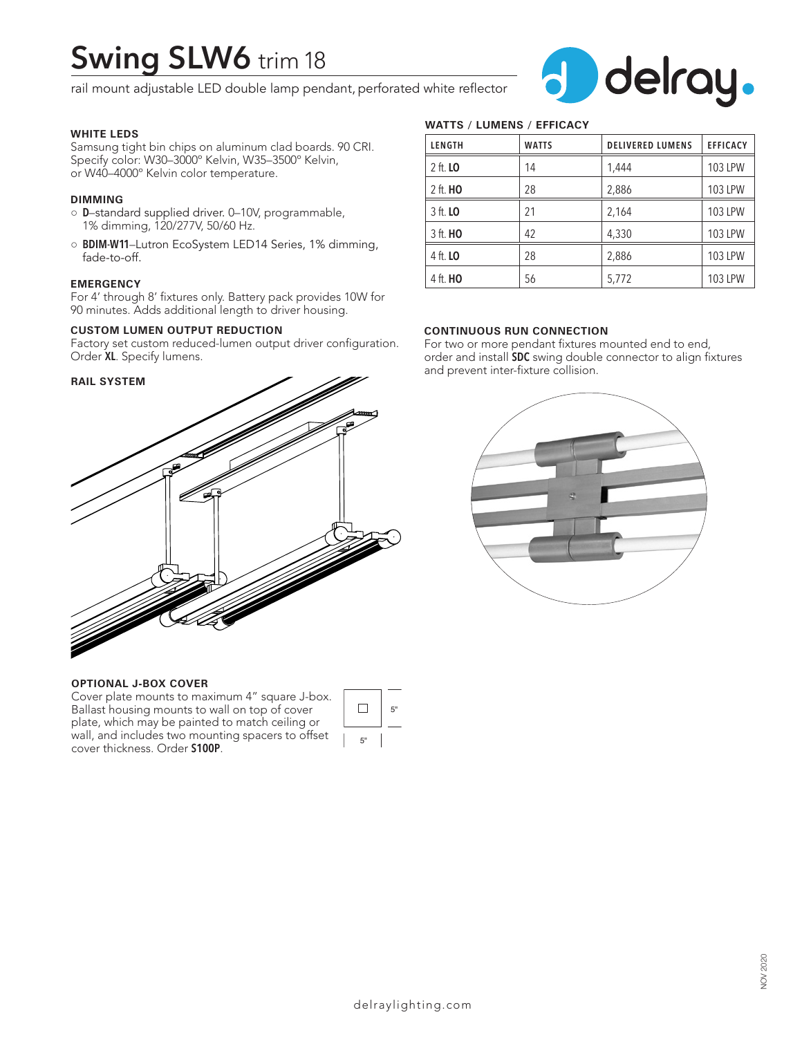# Swing SLW6 trim 18

rail mount adjustable LED double lamp pendant, perforated white reflector

### WHITE LEDS

Samsung tight bin chips on aluminum clad boards. 90 CRI. Specify color: W30–3000° Kelvin, W35–3500° Kelvin, or W40–4000° Kelvin color temperature.

### DIMMING

- **D**–standard supplied driver. 0–10V, programmable, 1% dimming, 120/277V, 50/60 Hz.
- **BDIM-W11**–Lutron EcoSystem LED14 Series, 1% dimming, fade-to-off.

### EMERGENCY

For 4' through 8' fixtures only. Battery pack provides 10W for 90 minutes. Adds additional length to driver housing.

### CUSTOM LUMEN OUTPUT REDUCTION

Factory set custom reduced-lumen output driver configuration. Order **XL**. Specify lumens.

### RAIL SYSTEM

### OPTIONAL J-BOX COVER

Cover plate mounts to maximum 4" square J-box. Ballast housing mounts to wall on top of cover plate, which may be painted to match ceiling or wall, and includes two mounting spacers to offset cover thickness. Order **S100P**.

5"

5"

### WATTS / LUMENS / EFFICACY

| LENGTH | WATTS | DELIVERED LUMENS | EFFICACY |
|---|---|---|---|
| 2 ft. **LO** | 14 | 1,444 | 103 LPW |
| 2 ft. **HO** | 28 | 2,886 | 103 LPW |
| 3 ft. **LO** | 21 | 2,164 | 103 LPW |
| 3 ft. **HO** | 42 | 4,330 | 103 LPW |
| 4 ft. **LO** | 28 | 2,886 | 103 LPW |
| 4 ft. **HO** | 56 | 5,772 | 103 LPW |

### CONTINUOUS RUN CONNECTION

For two or more pendant fixtures mounted end to end, order and install **SDC** swing double connector to align fixtures and prevent inter-fixture collision.

delraylighting.com

NOV 2020